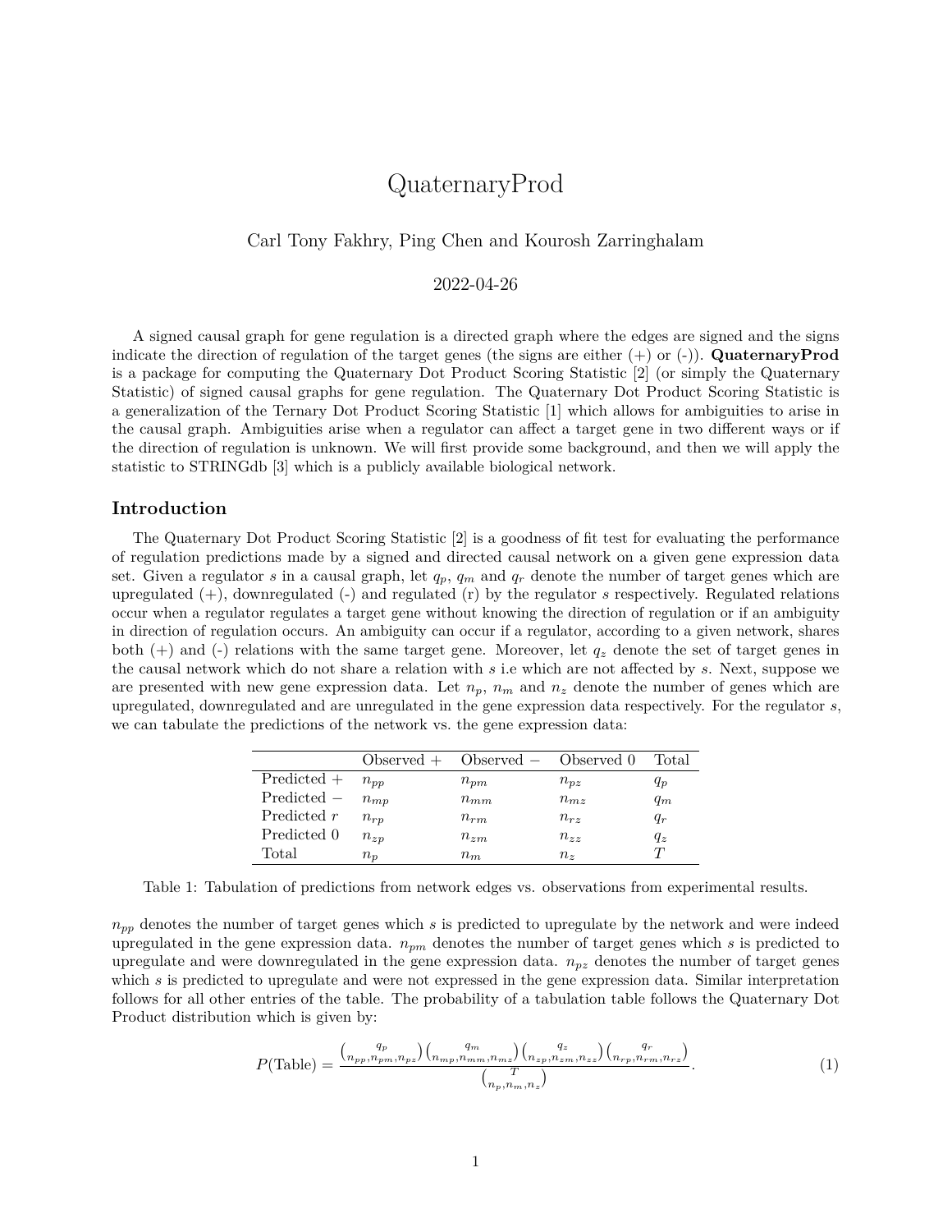# QuaternaryProd

Carl Tony Fakhry, Ping Chen and Kourosh Zarringhalam

2022-04-26

A signed causal graph for gene regulation is a directed graph where the edges are signed and the signs indicate the direction of regulation of the target genes (the signs are either (+) or (-)). **QuaternaryProd** is a package for computing the Quaternary Dot Product Scoring Statistic [2] (or simply the Quaternary Statistic) of signed causal graphs for gene regulation. The Quaternary Dot Product Scoring Statistic is a generalization of the Ternary Dot Product Scoring Statistic [1] which allows for ambiguities to arise in the causal graph. Ambiguities arise when a regulator can affect a target gene in two different ways or if the direction of regulation is unknown. We will first provide some background, and then we will apply the statistic to STRINGdb [3] which is a publicly available biological network.

## Introduction

The Quaternary Dot Product Scoring Statistic [2] is a goodness of fit test for evaluating the performance of regulation predictions made by a signed and directed causal network on a given gene expression data set. Given a regulator $s$ in a causal graph, let $q_p$, $q_m$ and $q_r$ denote the number of target genes which are upregulated (+), downregulated (-) and regulated (r) by the regulator $s$ respectively. Regulated relations occur when a regulator regulates a target gene without knowing the direction of regulation or if an ambiguity in direction of regulation occurs. An ambiguity can occur if a regulator, according to a given network, shares both (+) and (-) relations with the same target gene. Moreover, let $q_z$ denote the set of target genes in the causal network which do not share a relation with $s$ i.e which are not affected by $s$. Next, suppose we are presented with new gene expression data. Let $n_p$, $n_m$ and $n_z$ denote the number of genes which are upregulated, downregulated and are unregulated in the gene expression data respectively. For the regulator $s$, we can tabulate the predictions of the network vs. the gene expression data:

| | Observed + | Observed − | Observed 0 | Total |
|---|---|---|---|---|
| Predicted + | $n_{pp}$ | $n_{pm}$ | $n_{pz}$ | $q_p$ |
| Predicted − | $n_{mp}$ | $n_{mm}$ | $n_{mz}$ | $q_m$ |
| Predicted $r$ | $n_{rp}$ | $n_{rm}$ | $n_{rz}$ | $q_r$ |
| Predicted 0 | $n_{zp}$ | $n_{zm}$ | $n_{zz}$ | $q_z$ |
| Total | $n_p$ | $n_m$ | $n_z$ | $T$ |

Table 1: Tabulation of predictions from network edges vs. observations from experimental results.

$n_{pp}$ denotes the number of target genes which $s$ is predicted to upregulate by the network and were indeed upregulated in the gene expression data. $n_{pm}$ denotes the number of target genes which $s$ is predicted to upregulate and were downregulated in the gene expression data. $n_{pz}$ denotes the number of target genes which $s$ is predicted to upregulate and were not expressed in the gene expression data. Similar interpretation follows for all other entries of the table. The probability of a tabulation table follows the Quaternary Dot Product distribution which is given by:

$$P(\text{Table}) = \frac{\binom{q_p}{n_{pp}, n_{pm}, n_{pz}} \binom{q_m}{n_{mp}, n_{mm}, n_{mz}} \binom{q_z}{n_{zp}, n_{zm}, n_{zz}} \binom{q_r}{n_{rp}, n_{rm}, n_{rz}}}{\binom{T}{n_p, n_m, n_z}}. \tag{1}$$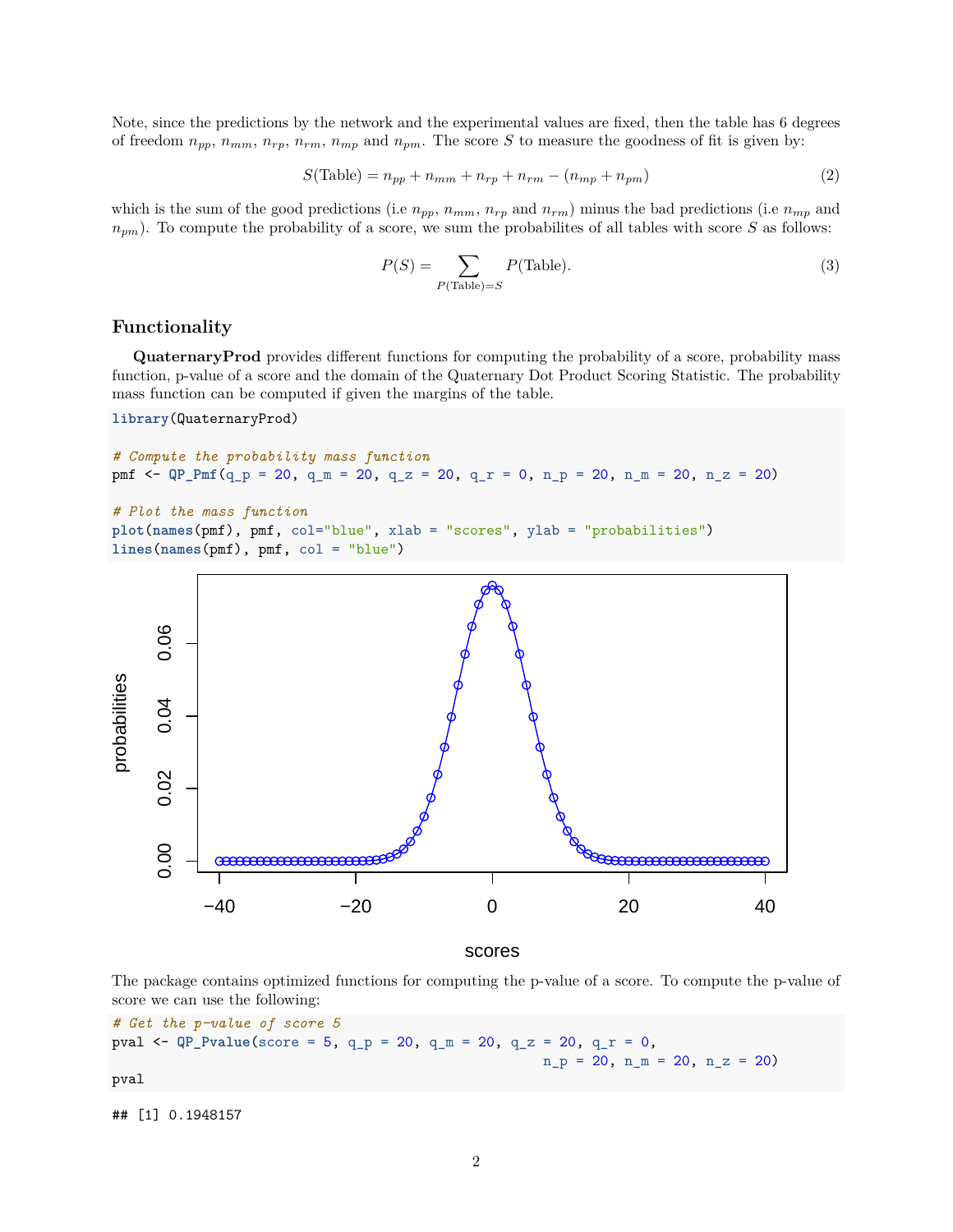Note, since the predictions by the network and the experimental values are fixed, then the table has 6 degrees of freedom $n_{pp}$, $n_{mm}$, $n_{rp}$, $n_{rm}$, $n_{mp}$ and $n_{pm}$. The score $S$ to measure the goodness of fit is given by:

$$S(\text{Table}) = n_{pp} + n_{mm} + n_{rp} + n_{rm} - (n_{mp} + n_{pm}) \tag{2}$$

which is the sum of the good predictions (i.e $n_{pp}$, $n_{mm}$, $n_{rp}$ and $n_{rm}$) minus the bad predictions (i.e $n_{mp}$ and $n_{pm}$). To compute the probability of a score, we sum the probabilites of all tables with score $S$ as follows:

$$P(S) = \sum_{P(\text{Table})=S} P(\text{Table}). \tag{3}$$

### Functionality

**QuaternaryProd** provides different functions for computing the probability of a score, probability mass function, p-value of a score and the domain of the Quaternary Dot Product Scoring Statistic. The probability mass function can be computed if given the margins of the table.

```
library(QuaternaryProd)

# Compute the probability mass function
pmf <- QP_Pmf(q_p = 20, q_m = 20, q_z = 20, q_r = 0, n_p = 20, n_m = 20, n_z = 20)

# Plot the mass function
plot(names(pmf), pmf, col="blue", xlab = "scores", ylab = "probabilities")
lines(names(pmf), pmf, col = "blue")
```

The package contains optimized functions for computing the p-value of a score. To compute the p-value of score we can use the following:

```
# Get the p-value of score 5
pval <- QP_Pvalue(score = 5, q_p = 20, q_m = 20, q_z = 20, q_r = 0,
                                                    n_p = 20, n_m = 20, n_z = 20)
pval
```

```
## [1] 0.1948157
```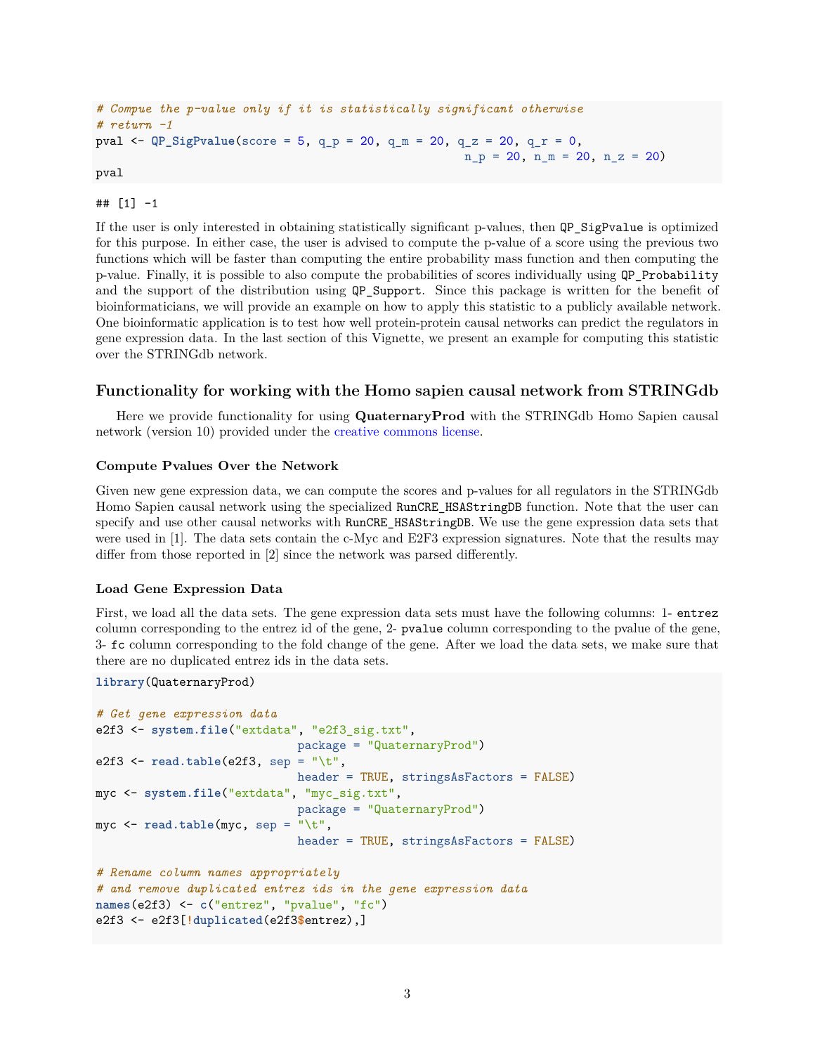```r
# Compue the p-value only if it is statistically significant otherwise
# return -1
pval <- QP_SigPvalue(score = 5, q_p = 20, q_m = 20, q_z = 20, q_r = 0,
                                                    n_p = 20, n_m = 20, n_z = 20)
pval
```

```
## [1] -1
```

If the user is only interested in obtaining statistically significant p-values, then `QP_SigPvalue` is optimized for this purpose. In either case, the user is advised to compute the p-value of a score using the previous two functions which will be faster than computing the entire probability mass function and then computing the p-value. Finally, it is possible to also compute the probabilities of scores individually using `QP_Probability` and the support of the distribution using `QP_Support`. Since this package is written for the benefit of bioinformaticians, we will provide an example on how to apply this statistic to a publicly available network. One bioinformatic application is to test how well protein-protein causal networks can predict the regulators in gene expression data. In the last section of this Vignette, we present an example for computing this statistic over the STRINGdb network.

## Functionality for working with the Homo sapien causal network from STRINGdb

Here we provide functionality for using **QuaternaryProd** with the STRINGdb Homo Sapien causal network (version 10) provided under the creative commons license.

### Compute Pvalues Over the Network

Given new gene expression data, we can compute the scores and p-values for all regulators in the STRINGdb Homo Sapien causal network using the specialized `RunCRE_HSAStringDB` function. Note that the user can specify and use other causal networks with `RunCRE_HSAStringDB`. We use the gene expression data sets that were used in [1]. The data sets contain the c-Myc and E2F3 expression signatures. Note that the results may differ from those reported in [2] since the network was parsed differently.

### Load Gene Expression Data

First, we load all the data sets. The gene expression data sets must have the following columns: 1- `entrez` column corresponding to the entrez id of the gene, 2- `pvalue` column corresponding to the pvalue of the gene, 3- `fc` column corresponding to the fold change of the gene. After we load the data sets, we make sure that there are no duplicated entrez ids in the data sets.

```r
library(QuaternaryProd)

# Get gene expression data
e2f3 <- system.file("extdata", "e2f3_sig.txt",
                            package = "QuaternaryProd")
e2f3 <- read.table(e2f3, sep = "\t",
                            header = TRUE, stringsAsFactors = FALSE)
myc <- system.file("extdata", "myc_sig.txt",
                            package = "QuaternaryProd")
myc <- read.table(myc, sep = "\t",
                            header = TRUE, stringsAsFactors = FALSE)

# Rename column names appropriately
# and remove duplicated entrez ids in the gene expression data
names(e2f3) <- c("entrez", "pvalue", "fc")
e2f3 <- e2f3[!duplicated(e2f3$entrez),]
```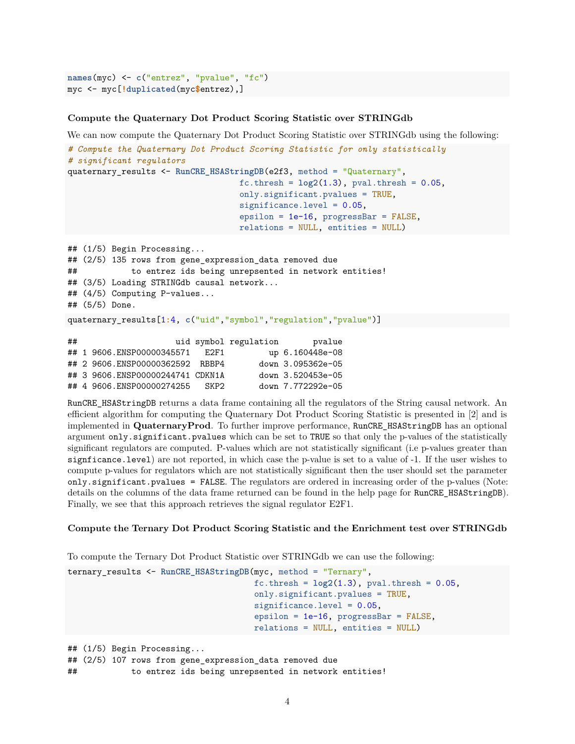```r
names(myc) <- c("entrez", "pvalue", "fc")
myc <- myc[!duplicated(myc$entrez),]
```

#### Compute the Quaternary Dot Product Scoring Statistic over STRINGdb

We can now compute the Quaternary Dot Product Scoring Statistic over STRINGdb using the following:

```r
# Compute the Quaternary Dot Product Scoring Statistic for only statistically
# significant regulators
quaternary_results <- RunCRE_HSAStringDB(e2f3, method = "Quaternary",
                                   fc.thresh = log2(1.3), pval.thresh = 0.05,
                                   only.significant.pvalues = TRUE,
                                   significance.level = 0.05,
                                   epsilon = 1e-16, progressBar = FALSE,
                                   relations = NULL, entities = NULL)
```

```
## (1/5) Begin Processing...
## (2/5) 135 rows from gene_expression_data removed due
##           to entrez ids being unrepsented in network entities!
## (3/5) Loading STRINGdb causal network...
## (4/5) Computing P-values...
## (5/5) Done.
```

```r
quaternary_results[1:4, c("uid","symbol","regulation","pvalue")]
```

```
##                    uid symbol regulation       pvalue
## 1 9606.ENSP00000345571   E2F1         up 6.160448e-08
## 2 9606.ENSP00000362592  RBBP4       down 3.095362e-05
## 3 9606.ENSP00000244741 CDKN1A       down 3.520453e-05
## 4 9606.ENSP00000274255   SKP2       down 7.772292e-05
```

`RunCRE_HSAStringDB` returns a data frame containing all the regulators of the String causal network. An efficient algorithm for computing the Quaternary Dot Product Scoring Statistic is presented in [2] and is implemented in **QuaternaryProd**. To further improve performance, `RunCRE_HSAStringDB` has an optional argument `only.significant.pvalues` which can be set to `TRUE` so that only the p-values of the statistically significant regulators are computed. P-values which are not statistically significant (i.e p-values greater than `signficance.level`) are not reported, in which case the p-value is set to a value of -1. If the user wishes to compute p-values for regulators which are not statistically significant then the user should set the parameter `only.significant.pvalues = FALSE`. The regulators are ordered in increasing order of the p-values (Note: details on the columns of the data frame returned can be found in the help page for `RunCRE_HSAStringDB`). Finally, we see that this approach retrieves the signal regulator E2F1.

#### Compute the Ternary Dot Product Scoring Statistic and the Enrichment test over STRINGdb

To compute the Ternary Dot Product Statistic over STRINGdb we can use the following:

```r
ternary_results <- RunCRE_HSAStringDB(myc, method = "Ternary",
                                   fc.thresh = log2(1.3), pval.thresh = 0.05,
                                   only.significant.pvalues = TRUE,
                                   significance.level = 0.05,
                                   epsilon = 1e-16, progressBar = FALSE,
                                   relations = NULL, entities = NULL)
```

```
## (1/5) Begin Processing...
## (2/5) 107 rows from gene_expression_data removed due
##           to entrez ids being unrepsented in network entities!
```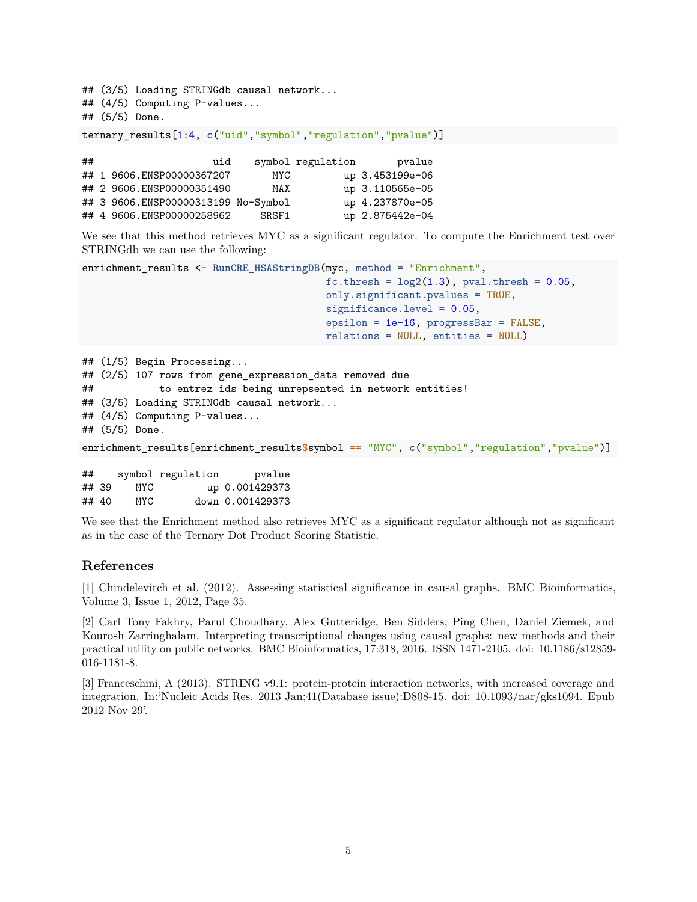```
## (3/5) Loading STRINGdb causal network...
## (4/5) Computing P-values...
## (5/5) Done.
```

```
ternary_results[1:4, c("uid","symbol","regulation","pvalue")]
```

```
##                    uid    symbol regulation       pvalue
## 1 9606.ENSP00000367207       MYC         up 3.453199e-06
## 2 9606.ENSP00000351490       MAX         up 3.110565e-05
## 3 9606.ENSP00000313199 No-Symbol         up 4.237870e-05
## 4 9606.ENSP00000258962     SRSF1         up 2.875442e-04
```

We see that this method retrieves MYC as a significant regulator. To compute the Enrichment test over STRINGdb we can use the following:

```
enrichment_results <- RunCRE_HSAStringDB(myc, method = "Enrichment",
                                         fc.thresh = log2(1.3), pval.thresh = 0.05,
                                         only.significant.pvalues = TRUE,
                                         significance.level = 0.05,
                                         epsilon = 1e-16, progressBar = FALSE,
                                         relations = NULL, entities = NULL)
```

```
## (1/5) Begin Processing...
## (2/5) 107 rows from gene_expression_data removed due
##          to entrez ids being unrepsented in network entities!
## (3/5) Loading STRINGdb causal network...
## (4/5) Computing P-values...
## (5/5) Done.
```

```
enrichment_results[enrichment_results$symbol == "MYC", c("symbol","regulation","pvalue")]
```

```
##    symbol regulation      pvalue
## 39    MYC         up 0.001429373
## 40    MYC       down 0.001429373
```

We see that the Enrichment method also retrieves MYC as a significant regulator although not as significant as in the case of the Ternary Dot Product Scoring Statistic.

## References

[1] Chindelevitch et al. (2012). Assessing statistical significance in causal graphs. BMC Bioinformatics, Volume 3, Issue 1, 2012, Page 35.

[2] Carl Tony Fakhry, Parul Choudhary, Alex Gutteridge, Ben Sidders, Ping Chen, Daniel Ziemek, and Kourosh Zarringhalam. Interpreting transcriptional changes using causal graphs: new methods and their practical utility on public networks. BMC Bioinformatics, 17:318, 2016. ISSN 1471-2105. doi: 10.1186/s12859-016-1181-8.

[3] Franceschini, A (2013). STRING v9.1: protein-protein interaction networks, with increased coverage and integration. In:'Nucleic Acids Res. 2013 Jan;41(Database issue):D808-15. doi: 10.1093/nar/gks1094. Epub 2012 Nov 29'.